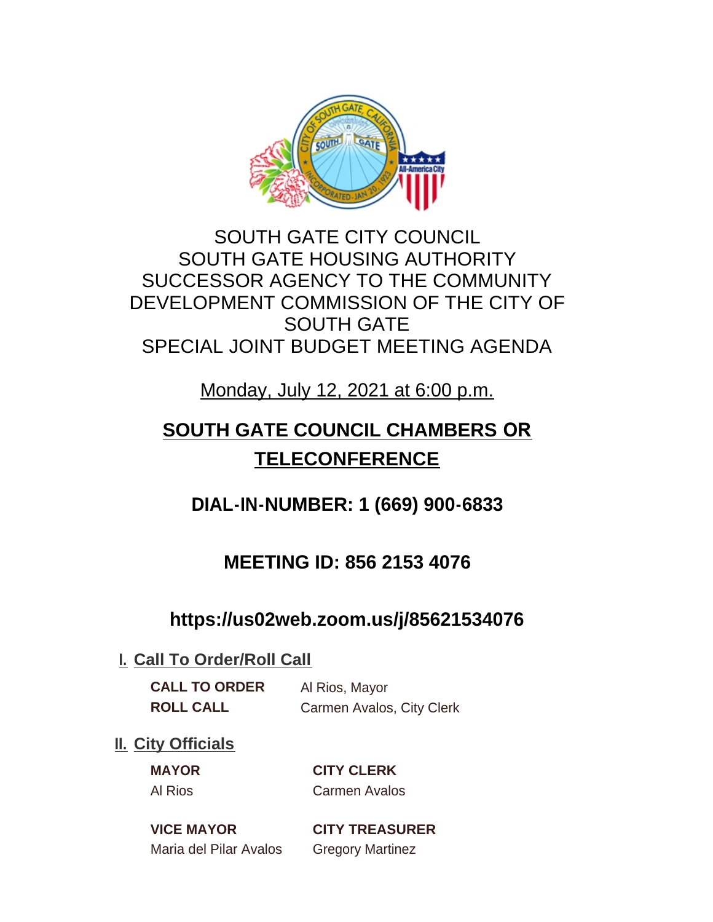# SOUTH GATE CITY COUNCIL
# SOUTH GATE HOUSING AUTHORITY
# SUCCESSOR AGENCY TO THE COMMUNITY DEVELOPMENT COMMISSION OF THE CITY OF SOUTH GATE
# SPECIAL JOINT BUDGET MEETING AGENDA

Monday, July 12, 2021 at 6:00 p.m.

**SOUTH GATE COUNCIL CHAMBERS OR TELECONFERENCE**

**DIAL-IN-NUMBER: 1 (669) 900-6833**

**MEETING ID: 856 2153 4076**

**https://us02web.zoom.us/j/85621534076**

## I. Call To Order/Roll Call

**CALL TO ORDER** Al Rios, Mayor
**ROLL CALL** Carmen Avalos, City Clerk

## II. City Officials

**MAYOR**
Al Rios

**CITY CLERK**
Carmen Avalos

**VICE MAYOR**
Maria del Pilar Avalos

**CITY TREASURER**
Gregory Martinez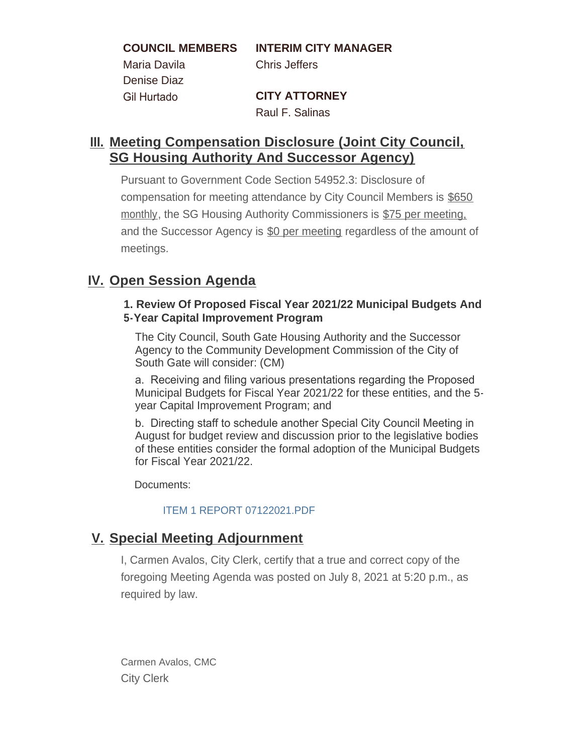**COUNCIL MEMBERS**
Maria Davila
Denise Diaz
Gil Hurtado

**INTERIM CITY MANAGER**
Chris Jeffers

**CITY ATTORNEY**
Raul F. Salinas

## III. Meeting Compensation Disclosure (Joint City Council, SG Housing Authority And Successor Agency)

Pursuant to Government Code Section 54952.3: Disclosure of compensation for meeting attendance by City Council Members is $650 monthly, the SG Housing Authority Commissioners is $75 per meeting, and the Successor Agency is $0 per meeting regardless of the amount of meetings.

## IV. Open Session Agenda

### 1. Review Of Proposed Fiscal Year 2021/22 Municipal Budgets And 5-Year Capital Improvement Program

The City Council, South Gate Housing Authority and the Successor Agency to the Community Development Commission of the City of South Gate will consider: (CM)

a. Receiving and filing various presentations regarding the Proposed Municipal Budgets for Fiscal Year 2021/22 for these entities, and the 5-year Capital Improvement Program; and

b. Directing staff to schedule another Special City Council Meeting in August for budget review and discussion prior to the legislative bodies of these entities consider the formal adoption of the Municipal Budgets for Fiscal Year 2021/22.

Documents:

ITEM 1 REPORT 07122021.PDF

## V. Special Meeting Adjournment

I, Carmen Avalos, City Clerk, certify that a true and correct copy of the foregoing Meeting Agenda was posted on July 8, 2021 at 5:20 p.m., as required by law.

Carmen Avalos, CMC
City Clerk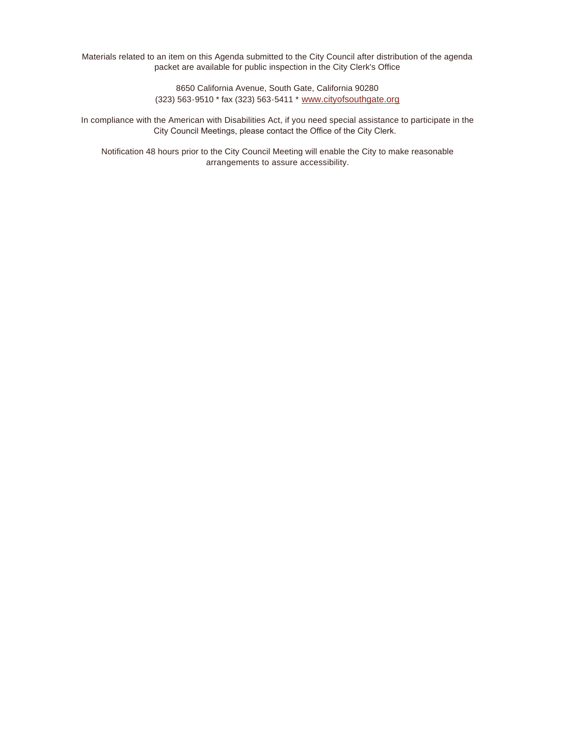Materials related to an item on this Agenda submitted to the City Council after distribution of the agenda packet are available for public inspection in the City Clerk's Office

8650 California Avenue, South Gate, California 90280
(323) 563-9510 * fax (323) 563-5411 * [www.cityofsouthgate.org](http://www.cityofsouthgate.org)

In compliance with the American with Disabilities Act, if you need special assistance to participate in the City Council Meetings, please contact the Office of the City Clerk.

Notification 48 hours prior to the City Council Meeting will enable the City to make reasonable arrangements to assure accessibility.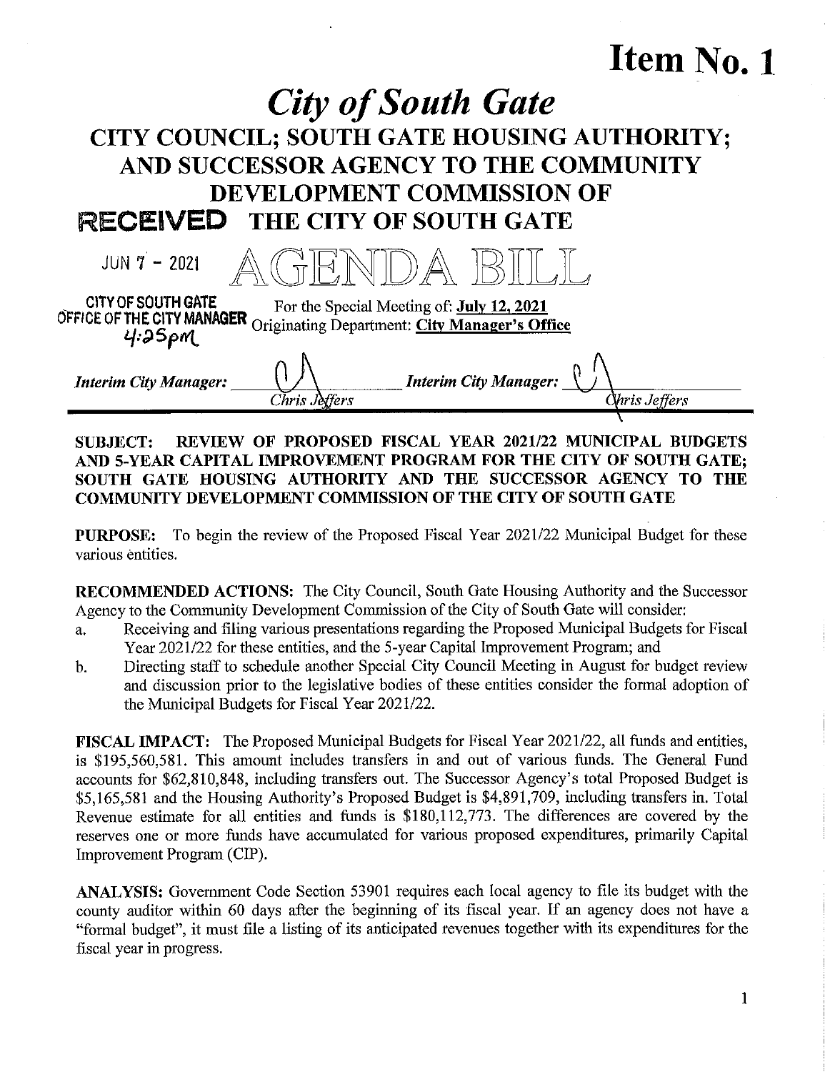# Item No. 1

# *City of South Gate*

## CITY COUNCIL; SOUTH GATE HOUSING AUTHORITY; AND SUCCESSOR AGENCY TO THE COMMUNITY DEVELOPMENT COMMISSION OF THE CITY OF SOUTH GATE

RECEIVED

JUN 7 - 2021

CITY OF SOUTH GATE
OFFICE OF THE CITY MANAGER
4:25pm

# AGENDA BILL

For the Special Meeting of: **July 12, 2021**
Originating Department: **City Manager's Office**

*Interim City Manager:* ______ *Chris Jeffers* *Interim City Manager:* ______ *Chris Jeffers*

**SUBJECT: REVIEW OF PROPOSED FISCAL YEAR 2021/22 MUNICIPAL BUDGETS AND 5-YEAR CAPITAL IMPROVEMENT PROGRAM FOR THE CITY OF SOUTH GATE; SOUTH GATE HOUSING AUTHORITY AND THE SUCCESSOR AGENCY TO THE COMMUNITY DEVELOPMENT COMMISSION OF THE CITY OF SOUTH GATE**

**PURPOSE:** To begin the review of the Proposed Fiscal Year 2021/22 Municipal Budget for these various entities.

**RECOMMENDED ACTIONS:** The City Council, South Gate Housing Authority and the Successor Agency to the Community Development Commission of the City of South Gate will consider:

a. Receiving and filing various presentations regarding the Proposed Municipal Budgets for Fiscal Year 2021/22 for these entities, and the 5-year Capital Improvement Program; and
b. Directing staff to schedule another Special City Council Meeting in August for budget review and discussion prior to the legislative bodies of these entities consider the formal adoption of the Municipal Budgets for Fiscal Year 2021/22.

**FISCAL IMPACT:** The Proposed Municipal Budgets for Fiscal Year 2021/22, all funds and entities, is $195,560,581. This amount includes transfers in and out of various funds. The General Fund accounts for $62,810,848, including transfers out. The Successor Agency's total Proposed Budget is $5,165,581 and the Housing Authority's Proposed Budget is $4,891,709, including transfers in. Total Revenue estimate for all entities and funds is $180,112,773. The differences are covered by the reserves one or more funds have accumulated for various proposed expenditures, primarily Capital Improvement Program (CIP).

**ANALYSIS:** Government Code Section 53901 requires each local agency to file its budget with the county auditor within 60 days after the beginning of its fiscal year. If an agency does not have a "formal budget", it must file a listing of its anticipated revenues together with its expenditures for the fiscal year in progress.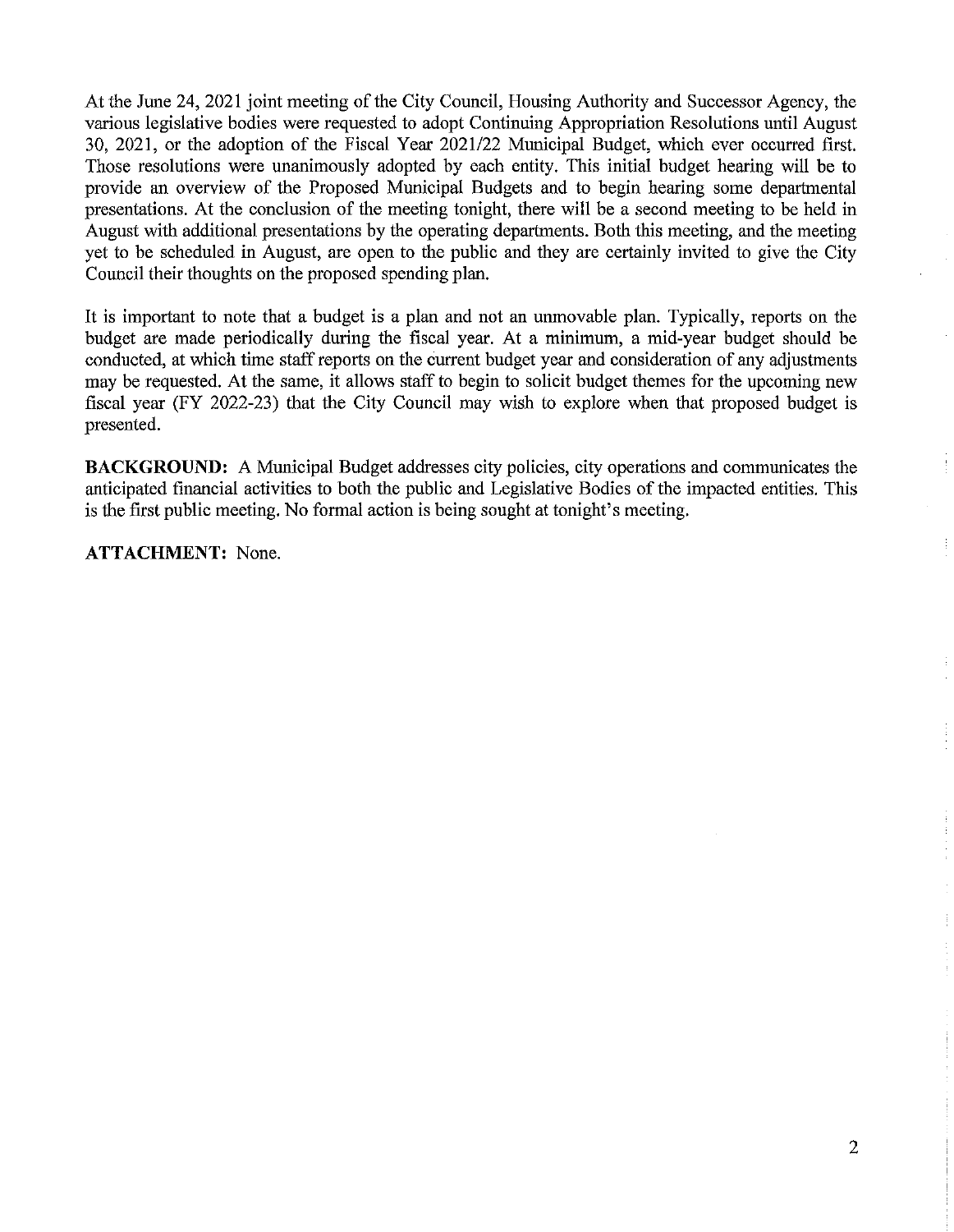At the June 24, 2021 joint meeting of the City Council, Housing Authority and Successor Agency, the various legislative bodies were requested to adopt Continuing Appropriation Resolutions until August 30, 2021, or the adoption of the Fiscal Year 2021/22 Municipal Budget, which ever occurred first. Those resolutions were unanimously adopted by each entity. This initial budget hearing will be to provide an overview of the Proposed Municipal Budgets and to begin hearing some departmental presentations. At the conclusion of the meeting tonight, there will be a second meeting to be held in August with additional presentations by the operating departments. Both this meeting, and the meeting yet to be scheduled in August, are open to the public and they are certainly invited to give the City Council their thoughts on the proposed spending plan.

It is important to note that a budget is a plan and not an unmovable plan. Typically, reports on the budget are made periodically during the fiscal year. At a minimum, a mid-year budget should be conducted, at which time staff reports on the current budget year and consideration of any adjustments may be requested. At the same, it allows staff to begin to solicit budget themes for the upcoming new fiscal year (FY 2022-23) that the City Council may wish to explore when that proposed budget is presented.

**BACKGROUND:** A Municipal Budget addresses city policies, city operations and communicates the anticipated financial activities to both the public and Legislative Bodies of the impacted entities. This is the first public meeting. No formal action is being sought at tonight's meeting.

**ATTACHMENT:** None.